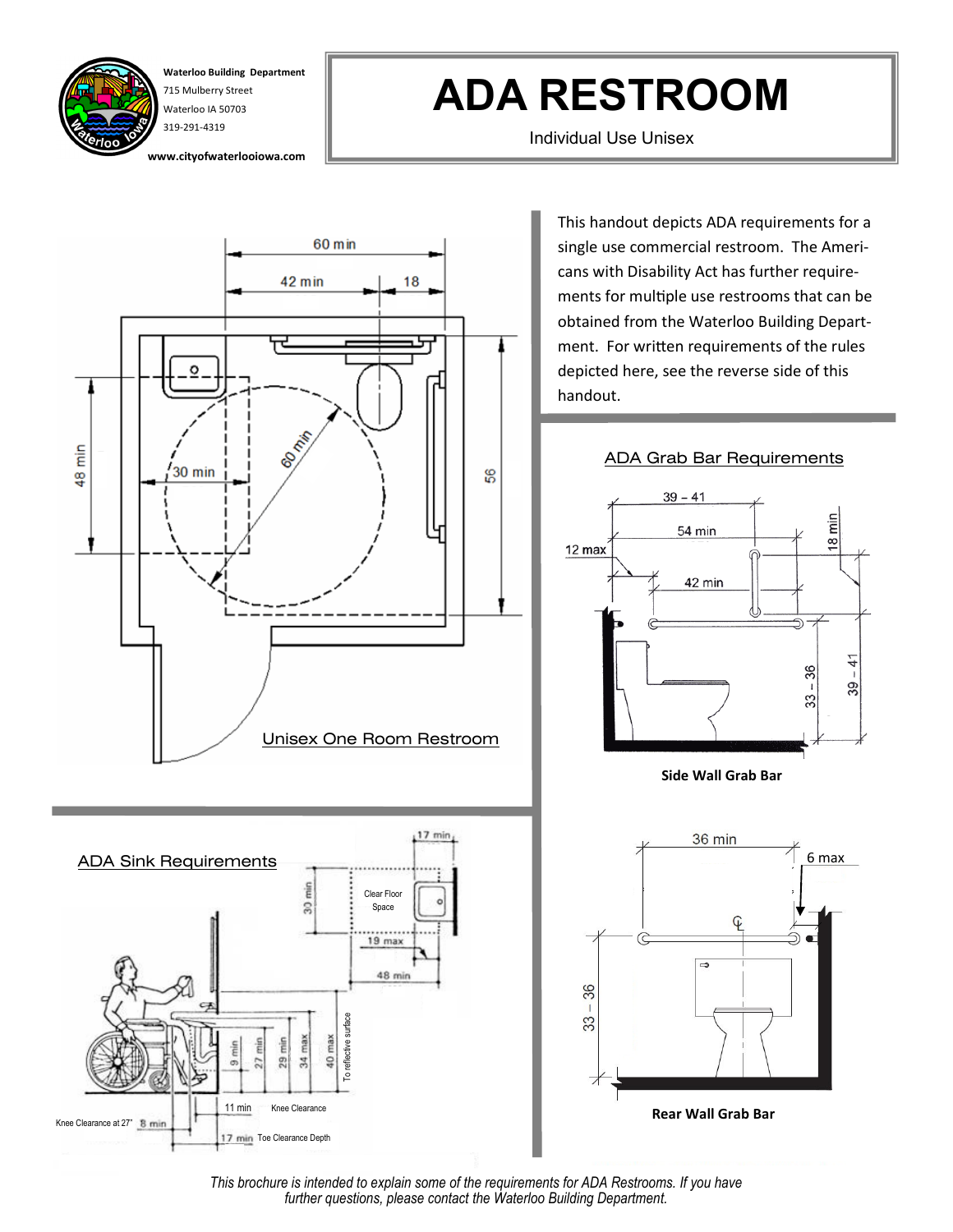Waterloo Building Department
715 Mulberry Street
Waterloo IA 50703
319-291-4319
www.cityofwaterlooiowa.com

# ADA RESTROOM

Individual Use Unisex

This handout depicts ADA requirements for a single use commercial restroom. The Americans with Disability Act has further requirements for multiple use restrooms that can be obtained from the Waterloo Building Department. For written requirements of the rules depicted here, see the reverse side of this handout.

## Unisex One Room Restroom

60 min
42 min
18
48 min
30 min
60 min
56

## ADA Grab Bar Requirements

39 – 41
54 min
18 min
12 max
42 min
33 – 36
39 – 41

**Side Wall Grab Bar**

36 min
6 max
33 – 36

**Rear Wall Grab Bar**

## ADA Sink Requirements

17 min
30 min
Clear Floor Space
19 max
48 min
9 min
27 min
29 min
34 max
40 max
To reflective surface
11 min
Knee Clearance
Knee Clearance at 27"
8 min
17 min
Toe Clearance Depth

*This brochure is intended to explain some of the requirements for ADA Restrooms. If you have further questions, please contact the Waterloo Building Department.*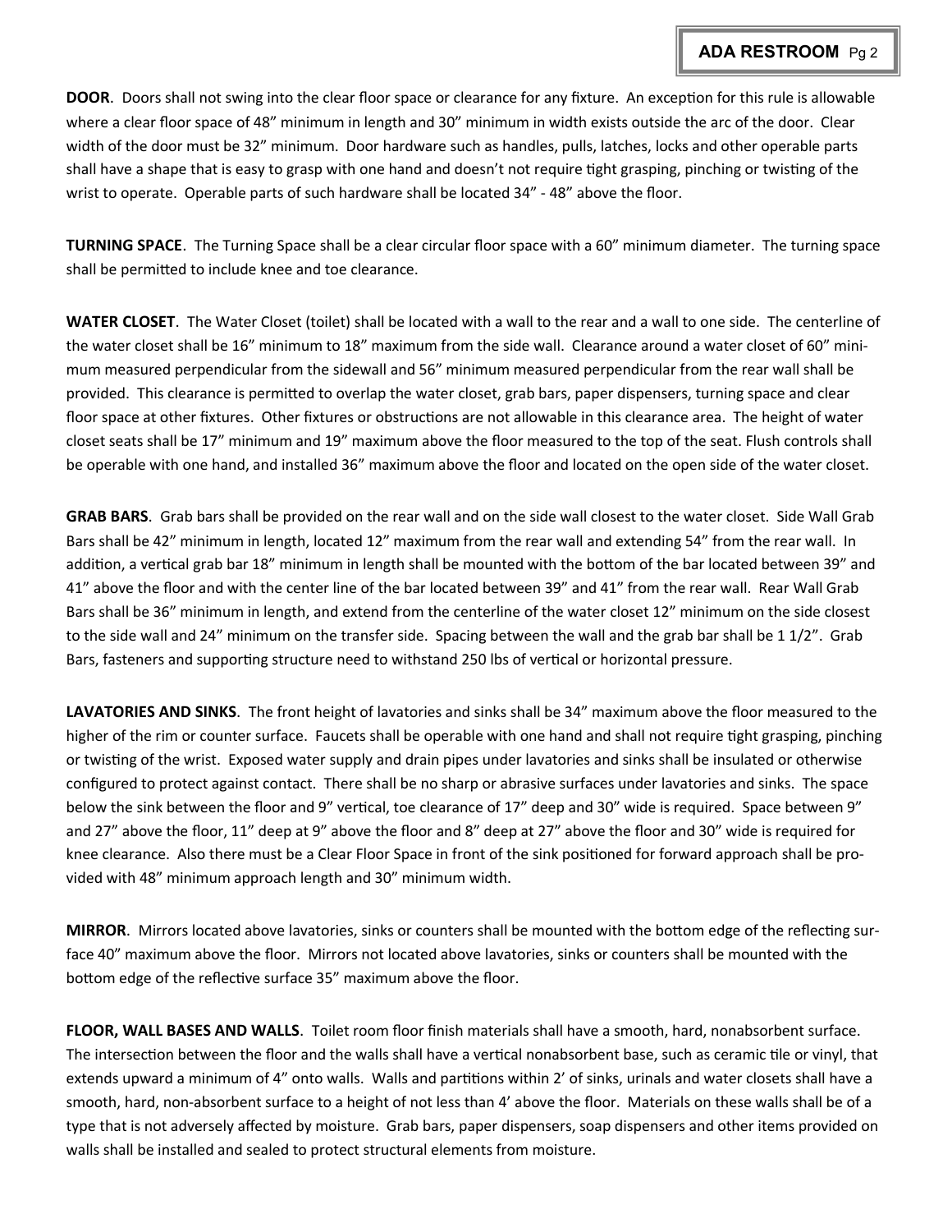**DOOR**. Doors shall not swing into the clear floor space or clearance for any fixture. An exception for this rule is allowable where a clear floor space of 48” minimum in length and 30” minimum in width exists outside the arc of the door. Clear width of the door must be 32” minimum. Door hardware such as handles, pulls, latches, locks and other operable parts shall have a shape that is easy to grasp with one hand and doesn’t not require tight grasping, pinching or twisting of the wrist to operate. Operable parts of such hardware shall be located 34” - 48” above the floor.

**TURNING SPACE**. The Turning Space shall be a clear circular floor space with a 60” minimum diameter. The turning space shall be permitted to include knee and toe clearance.

**WATER CLOSET**. The Water Closet (toilet) shall be located with a wall to the rear and a wall to one side. The centerline of the water closet shall be 16” minimum to 18” maximum from the side wall. Clearance around a water closet of 60” minimum measured perpendicular from the sidewall and 56” minimum measured perpendicular from the rear wall shall be provided. This clearance is permitted to overlap the water closet, grab bars, paper dispensers, turning space and clear floor space at other fixtures. Other fixtures or obstructions are not allowable in this clearance area. The height of water closet seats shall be 17” minimum and 19” maximum above the floor measured to the top of the seat. Flush controls shall be operable with one hand, and installed 36” maximum above the floor and located on the open side of the water closet.

**GRAB BARS**. Grab bars shall be provided on the rear wall and on the side wall closest to the water closet. Side Wall Grab Bars shall be 42” minimum in length, located 12” maximum from the rear wall and extending 54” from the rear wall. In addition, a vertical grab bar 18” minimum in length shall be mounted with the bottom of the bar located between 39” and 41” above the floor and with the center line of the bar located between 39” and 41” from the rear wall. Rear Wall Grab Bars shall be 36” minimum in length, and extend from the centerline of the water closet 12” minimum on the side closest to the side wall and 24” minimum on the transfer side. Spacing between the wall and the grab bar shall be 1 1/2”. Grab Bars, fasteners and supporting structure need to withstand 250 lbs of vertical or horizontal pressure.

**LAVATORIES AND SINKS**. The front height of lavatories and sinks shall be 34” maximum above the floor measured to the higher of the rim or counter surface. Faucets shall be operable with one hand and shall not require tight grasping, pinching or twisting of the wrist. Exposed water supply and drain pipes under lavatories and sinks shall be insulated or otherwise configured to protect against contact. There shall be no sharp or abrasive surfaces under lavatories and sinks. The space below the sink between the floor and 9” vertical, toe clearance of 17” deep and 30” wide is required. Space between 9” and 27” above the floor, 11” deep at 9” above the floor and 8” deep at 27” above the floor and 30” wide is required for knee clearance. Also there must be a Clear Floor Space in front of the sink positioned for forward approach shall be provided with 48” minimum approach length and 30” minimum width.

**MIRROR**. Mirrors located above lavatories, sinks or counters shall be mounted with the bottom edge of the reflecting surface 40” maximum above the floor. Mirrors not located above lavatories, sinks or counters shall be mounted with the bottom edge of the reflective surface 35” maximum above the floor.

**FLOOR, WALL BASES AND WALLS**. Toilet room floor finish materials shall have a smooth, hard, nonabsorbent surface. The intersection between the floor and the walls shall have a vertical nonabsorbent base, such as ceramic tile or vinyl, that extends upward a minimum of 4” onto walls. Walls and partitions within 2’ of sinks, urinals and water closets shall have a smooth, hard, non-absorbent surface to a height of not less than 4’ above the floor. Materials on these walls shall be of a type that is not adversely affected by moisture. Grab bars, paper dispensers, soap dispensers and other items provided on walls shall be installed and sealed to protect structural elements from moisture.